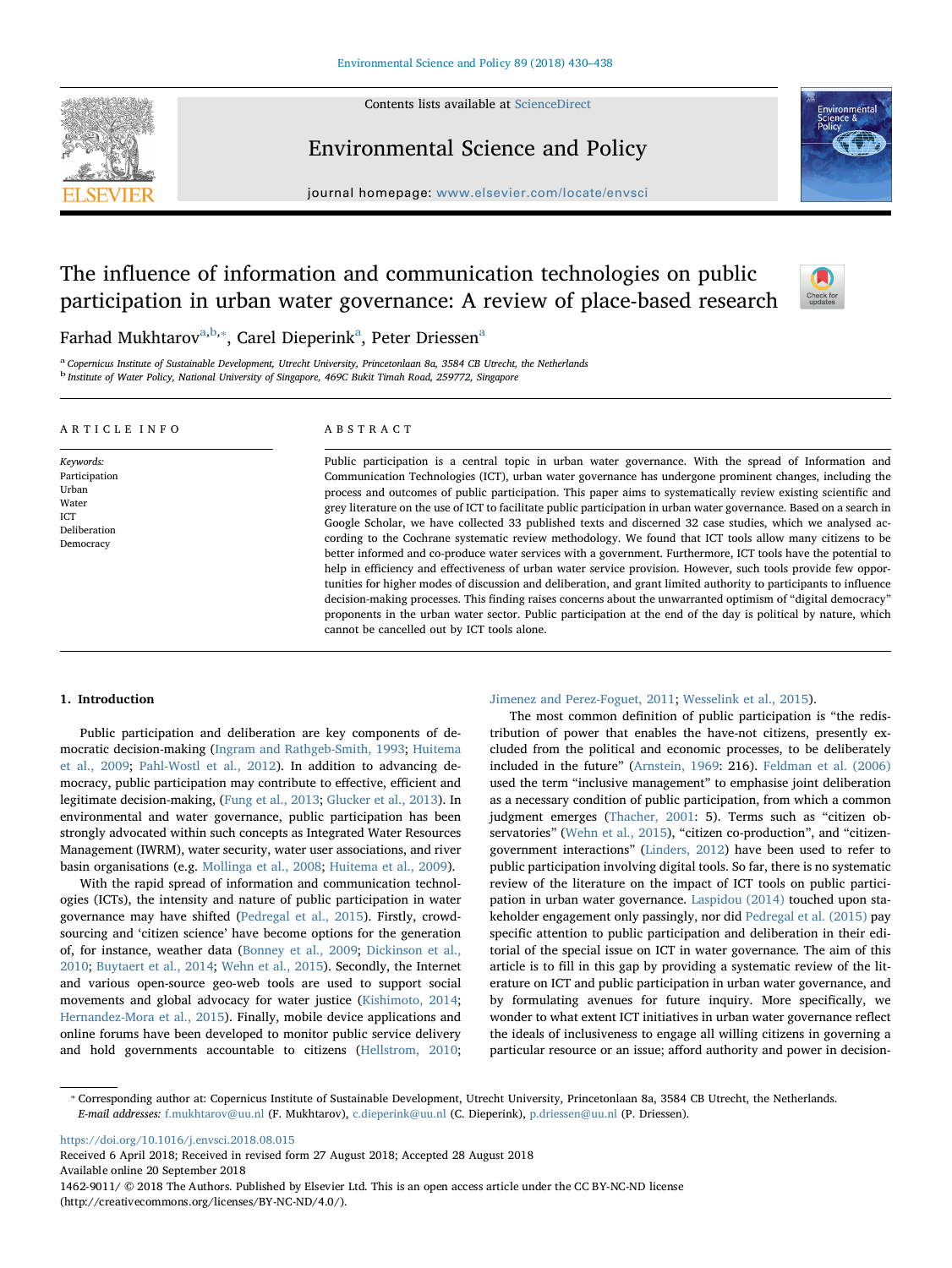# The influence of information and communication technologies on public participation in urban water governance: A review of place-based research

Farhad Mukhtarov[a,b,*], Carel Dieperink[a], Peter Driessen[a]

[a] Copernicus Institute of Sustainable Development, Utrecht University, Princetonlaan 8a, 3584 CB Utrecht, the Netherlands
[b] Institute of Water Policy, National University of Singapore, 469C Bukit Timah Road, 259772, Singapore

## ARTICLE INFO

*Keywords:*
Participation
Urban
Water
ICT
Deliberation
Democracy

## ABSTRACT

Public participation is a central topic in urban water governance. With the spread of Information and Communication Technologies (ICT), urban water governance has undergone prominent changes, including the process and outcomes of public participation. This paper aims to systematically review existing scientific and grey literature on the use of ICT to facilitate public participation in urban water governance. Based on a search in Google Scholar, we have collected 33 published texts and discerned 32 case studies, which we analysed according to the Cochrane systematic review methodology. We found that ICT tools allow many citizens to be better informed and co-produce water services with a government. Furthermore, ICT tools have the potential to help in efficiency and effectiveness of urban water service provision. However, such tools provide few opportunities for higher modes of discussion and deliberation, and grant limited authority to participants to influence decision-making processes. This finding raises concerns about the unwarranted optimism of "digital democracy" proponents in the urban water sector. Public participation at the end of the day is political by nature, which cannot be cancelled out by ICT tools alone.

## 1. Introduction

Public participation and deliberation are key components of democratic decision-making (Ingram and Rathgeb-Smith, 1993; Huitema et al., 2009; Pahl-Wostl et al., 2012). In addition to advancing democracy, public participation may contribute to effective, efficient and legitimate decision-making, (Fung et al., 2013; Glucker et al., 2013). In environmental and water governance, public participation has been strongly advocated within such concepts as Integrated Water Resources Management (IWRM), water security, water user associations, and river basin organisations (e.g. Mollinga et al., 2008; Huitema et al., 2009).

With the rapid spread of information and communication technologies (ICTs), the intensity and nature of public participation in water governance may have shifted (Pedregal et al., 2015). Firstly, crowdsourcing and 'citizen science' have become options for the generation of, for instance, weather data (Bonney et al., 2009; Dickinson et al., 2010; Buytaert et al., 2014; Wehn et al., 2015). Secondly, the Internet and various open-source geo-web tools are used to support social movements and global advocacy for water justice (Kishimoto, 2014; Hernandez-Mora et al., 2015). Finally, mobile device applications and online forums have been developed to monitor public service delivery and hold governments accountable to citizens (Hellstrom, 2010; Jimenez and Perez-Foguet, 2011; Wesselink et al., 2015).

The most common definition of public participation is "the redistribution of power that enables the have-not citizens, presently excluded from the political and economic processes, to be deliberately included in the future" (Arnstein, 1969: 216). Feldman et al. (2006) used the term "inclusive management" to emphasise joint deliberation as a necessary condition of public participation, from which a common judgment emerges (Thacher, 2001: 5). Terms such as "citizen observatories" (Wehn et al., 2015), "citizen co-production", and "citizen-government interactions" (Linders, 2012) have been used to refer to public participation involving digital tools. So far, there is no systematic review of the literature on the impact of ICT tools on public participation in urban water governance. Laspidou (2014) touched upon stakeholder engagement only passingly, nor did Pedregal et al. (2015) pay specific attention to public participation and deliberation in their editorial of the special issue on ICT in water governance. The aim of this article is to fill in this gap by providing a systematic review of the literature on ICT and public participation in urban water governance, and by formulating avenues for future inquiry. More specifically, we wonder to what extent ICT initiatives in urban water governance reflect the ideals of inclusiveness to engage all willing citizens in governing a particular resource or an issue; afford authority and power in decision-

---

* Corresponding author at: Copernicus Institute of Sustainable Development, Utrecht University, Princetonlaan 8a, 3584 CB Utrecht, the Netherlands.
*E-mail addresses:* f.mukhtarov@uu.nl (F. Mukhtarov), c.dieperink@uu.nl (C. Dieperink), p.driessen@uu.nl (P. Driessen).

https://doi.org/10.1016/j.envsci.2018.08.015
Received 6 April 2018; Received in revised form 27 August 2018; Accepted 28 August 2018
Available online 20 September 2018
1462-9011/ © 2018 The Authors. Published by Elsevier Ltd. This is an open access article under the CC BY-NC-ND license (http://creativecommons.org/licenses/BY-NC-ND/4.0/).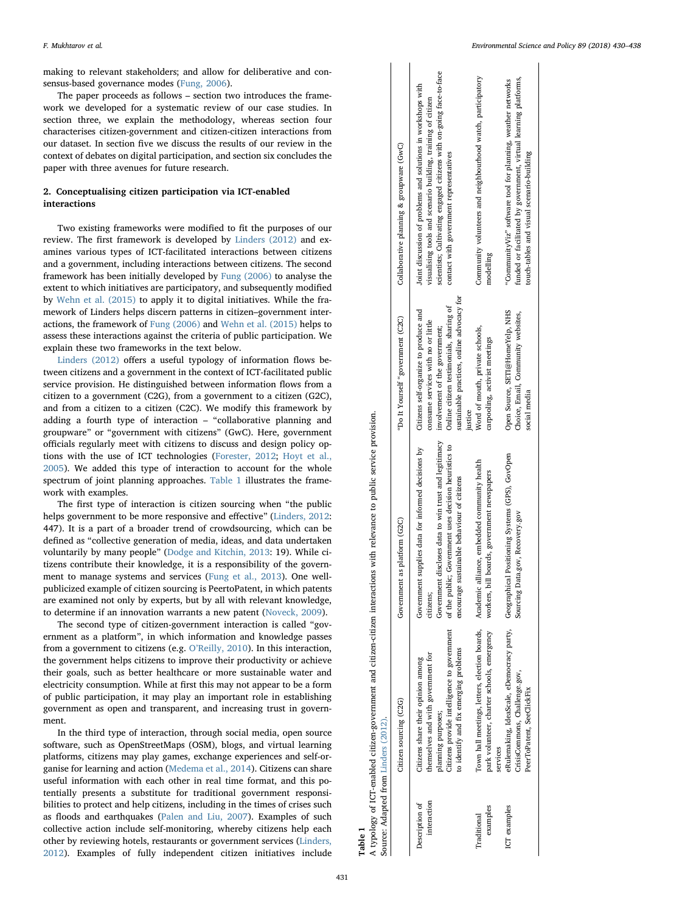making to relevant stakeholders; and allow for deliberative and consensus-based governance modes (Fung, 2006).

The paper proceeds as follows – section two introduces the framework we developed for a systematic review of our case studies. In section three, we explain the methodology, whereas section four characterises citizen-government and citizen-citizen interactions from our dataset. In section five we discuss the results of our review in the context of debates on digital participation, and section six concludes the paper with three avenues for future research.

## 2. Conceptualising citizen participation via ICT-enabled interactions

Two existing frameworks were modified to fit the purposes of our review. The first framework is developed by Linders (2012) and examines various types of ICT-facilitated interactions between citizens and a government, including interactions between citizens. The second framework has been initially developed by Fung (2006) to analyse the extent to which initiatives are participatory, and subsequently modified by Wehn et al. (2015) to apply it to digital initiatives. While the framework of Linders helps discern patterns in citizen–government interactions, the framework of Fung (2006) and Wehn et al. (2015) helps to assess these interactions against the criteria of public participation. We explain these two frameworks in the text below.

Linders (2012) offers a useful typology of information flows between citizens and a government in the context of ICT-facilitated public service provision. He distinguished between information flows from a citizen to a government (C2G), from a government to a citizen (G2C), and from a citizen to a citizen (C2C). We modify this framework by adding a fourth type of interaction – "collaborative planning and groupware" or "government with citizens" (GwC). Here, government officials regularly meet with citizens to discuss and design policy options with the use of ICT technologies (Forester, 2012; Hoyt et al., 2005). We added this type of interaction to account for the whole spectrum of joint planning approaches. Table 1 illustrates the framework with examples.

The first type of interaction is citizen sourcing when "the public helps government to be more responsive and effective" (Linders, 2012: 447). It is a part of a broader trend of crowdsourcing, which can be defined as "collective generation of media, ideas, and data undertaken voluntarily by many people" (Dodge and Kitchin, 2013: 19). While citizens contribute their knowledge, it is a responsibility of the government to manage systems and services (Fung et al., 2013). One well-publicized example of citizen sourcing is PeertoPatent, in which patents are examined not only by experts, but by all with relevant knowledge, to determine if an innovation warrants a new patent (Noveck, 2009).

The second type of citizen-government interaction is called "government as a platform", in which information and knowledge passes from a government to citizens (e.g. O'Reilly, 2010). In this interaction, the government helps citizens to improve their productivity or achieve their goals, such as better healthcare or more sustainable water and electricity consumption. While at first this may not appear to be a form of public participation, it may play an important role in establishing government as open and transparent, and increasing trust in government.

In the third type of interaction, through social media, open source software, such as OpenStreetMaps (OSM), blogs, and virtual learning platforms, citizens may play games, exchange experiences and self-organise for learning and action (Medema et al., 2014). Citizens can share useful information with each other in real time format, and this potentially presents a substitute for traditional government responsibilities to protect and help citizens, including in the times of crises such as floods and earthquakes (Palen and Liu, 2007). Examples of such collective action include self-monitoring, whereby citizens help each other by reviewing hotels, restaurants or government services (Linders, 2012). Examples of fully independent citizen initiatives include

**Table 1**
A typology of ICT-enabled citizen-government and citizen-citizen interactions with relevance to public service provision.
Source: Adapted from Linders (2012).

| | Citizen sourcing (C2G) | Government as platform (G2C) | "Do It Yourself "government (C2C) | Collaborative planning & groupware (GwC) |
|---|---|---|---|---|
| Description of interaction | Citizens share their opinion among themselves and with government for planning purposes; Citizens provide intelligence to government to identify and fix emerging problems | Government supplies data for informed decisions by citizens; Government discloses data to win trust and legitimacy of the public; Government uses decision heuristics to encourage sustainable behaviour of citizens | Citizens self-organize to produce and consume services with no or little involvement of the government; Online citizen testimonials, sharing of sustainable practices, online advocacy for justice | Joint discussion of problems and solutions in workshops with visualising tools and scenario building, training of citizen scientists; Cultivating engaged citizens with on-going face-to-face contact with government representatives |
| Traditional examples | Town hall meetings, letters, election boards, park volunteer, charter schools, emergency services | Academic alliance, embedded community health workers, bill boards, government newspapers | Word of mouth, private schools, carpooling, activist meetings | Community volunteers and neighbourhood watch, participatory modelling |
| ICT examples | eRulemaking, IdeaScale, eDemocracy party, CrisisCommons, Challenge.gov, PeerToPatent, SeeClickFix | Geographical Positioning Systems (GPS), GovOpen Sourcing Data.gov, Recovery.gov | Open Source, SETI@HomeYelp, NHS Choice, Email, Community websites, social media | "CommunityViz" software tool for planning, weather networks funded or facilitated by government, virtual learning platforms, touch-tables and visual scenario-building |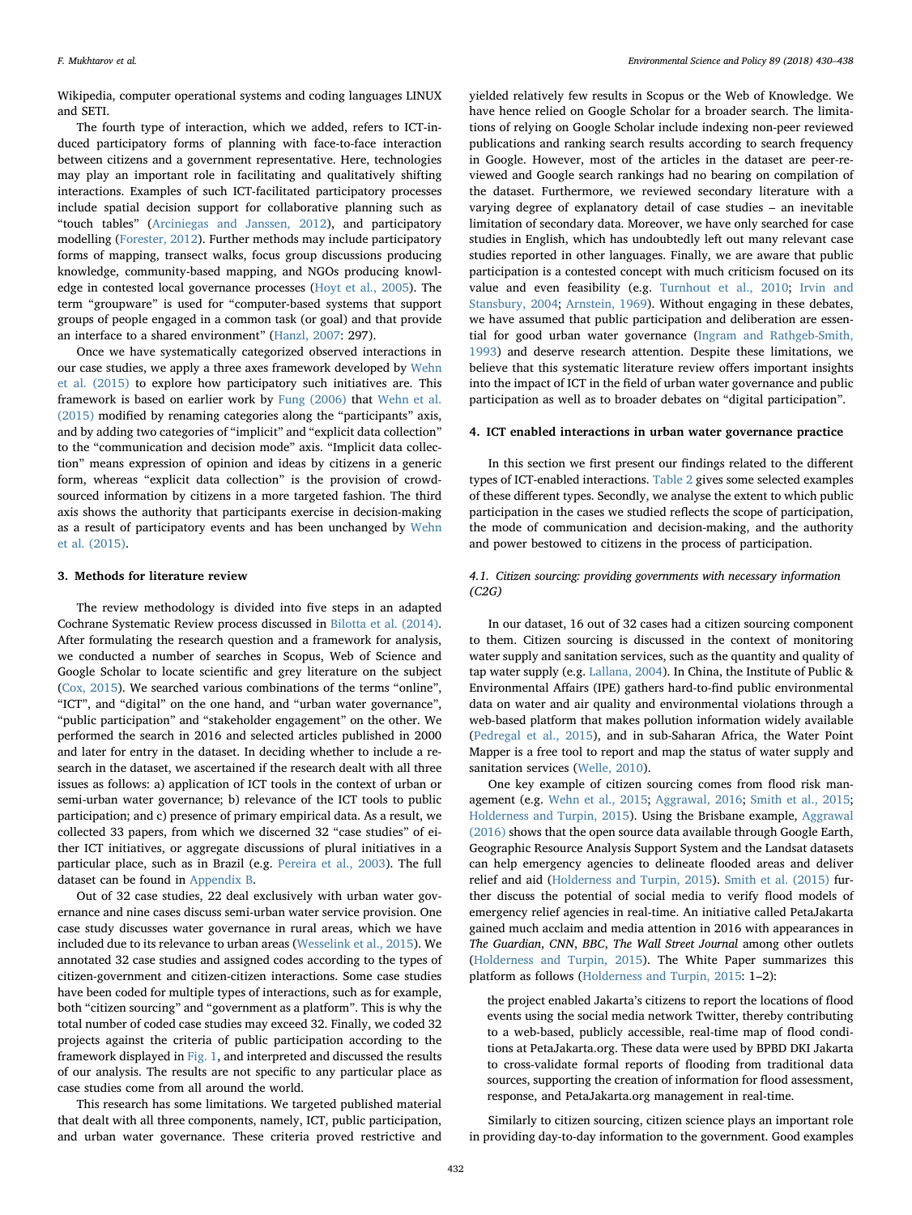Wikipedia, computer operational systems and coding languages LINUX and SETI.

The fourth type of interaction, which we added, refers to ICT-induced participatory forms of planning with face-to-face interaction between citizens and a government representative. Here, technologies may play an important role in facilitating and qualitatively shifting interactions. Examples of such ICT-facilitated participatory processes include spatial decision support for collaborative planning such as "touch tables" (Arciniegas and Janssen, 2012), and participatory modelling (Forester, 2012). Further methods may include participatory forms of mapping, transect walks, focus group discussions producing knowledge, community-based mapping, and NGOs producing knowledge in contested local governance processes (Hoyt et al., 2005). The term "groupware" is used for "computer-based systems that support groups of people engaged in a common task (or goal) and that provide an interface to a shared environment" (Hanzl, 2007: 297).

Once we have systematically categorized observed interactions in our case studies, we apply a three axes framework developed by Wehn et al. (2015) to explore how participatory such initiatives are. This framework is based on earlier work by Fung (2006) that Wehn et al. (2015) modified by renaming categories along the "participants" axis, and by adding two categories of "implicit" and "explicit data collection" to the "communication and decision mode" axis. "Implicit data collection" means expression of opinion and ideas by citizens in a generic form, whereas "explicit data collection" is the provision of crowd-sourced information by citizens in a more targeted fashion. The third axis shows the authority that participants exercise in decision-making as a result of participatory events and has been unchanged by Wehn et al. (2015).

## 3. Methods for literature review

The review methodology is divided into five steps in an adapted Cochrane Systematic Review process discussed in Bilotta et al. (2014). After formulating the research question and a framework for analysis, we conducted a number of searches in Scopus, Web of Science and Google Scholar to locate scientific and grey literature on the subject (Cox, 2015). We searched various combinations of the terms "online", "ICT", and "digital" on the one hand, and "urban water governance", "public participation" and "stakeholder engagement" on the other. We performed the search in 2016 and selected articles published in 2000 and later for entry in the dataset. In deciding whether to include a research in the dataset, we ascertained if the research dealt with all three issues as follows: a) application of ICT tools in the context of urban or semi-urban water governance; b) relevance of the ICT tools to public participation; and c) presence of primary empirical data. As a result, we collected 33 papers, from which we discerned 32 "case studies" of either ICT initiatives, or aggregate discussions of plural initiatives in a particular place, such as in Brazil (e.g. Pereira et al., 2003). The full dataset can be found in Appendix B.

Out of 32 case studies, 22 deal exclusively with urban water governance and nine cases discuss semi-urban water service provision. One case study discusses water governance in rural areas, which we have included due to its relevance to urban areas (Wesselink et al., 2015). We annotated 32 case studies and assigned codes according to the types of citizen-government and citizen-citizen interactions. Some case studies have been coded for multiple types of interactions, such as for example, both "citizen sourcing" and "government as a platform". This is why the total number of coded case studies may exceed 32. Finally, we coded 32 projects against the criteria of public participation according to the framework displayed in Fig. 1, and interpreted and discussed the results of our analysis. The results are not specific to any particular place as case studies come from all around the world.

This research has some limitations. We targeted published material that dealt with all three components, namely, ICT, public participation, and urban water governance. These criteria proved restrictive and yielded relatively few results in Scopus or the Web of Knowledge. We have hence relied on Google Scholar for a broader search. The limitations of relying on Google Scholar include indexing non-peer reviewed publications and ranking search results according to search frequency in Google. However, most of the articles in the dataset are peer-reviewed and Google search rankings had no bearing on compilation of the dataset. Furthermore, we reviewed secondary literature with a varying degree of explanatory detail of case studies – an inevitable limitation of secondary data. Moreover, we have only searched for case studies in English, which has undoubtedly left out many relevant case studies reported in other languages. Finally, we are aware that public participation is a contested concept with much criticism focused on its value and even feasibility (e.g. Turnhout et al., 2010; Irvin and Stansbury, 2004; Arnstein, 1969). Without engaging in these debates, we have assumed that public participation and deliberation are essential for good urban water governance (Ingram and Rathgeb-Smith, 1993) and deserve research attention. Despite these limitations, we believe that this systematic literature review offers important insights into the impact of ICT in the field of urban water governance and public participation as well as to broader debates on "digital participation".

## 4. ICT enabled interactions in urban water governance practice

In this section we first present our findings related to the different types of ICT-enabled interactions. Table 2 gives some selected examples of these different types. Secondly, we analyse the extent to which public participation in the cases we studied reflects the scope of participation, the mode of communication and decision-making, and the authority and power bestowed to citizens in the process of participation.

### 4.1. Citizen sourcing: providing governments with necessary information (C2G)

In our dataset, 16 out of 32 cases had a citizen sourcing component to them. Citizen sourcing is discussed in the context of monitoring water supply and sanitation services, such as the quantity and quality of tap water supply (e.g. Lallana, 2004). In China, the Institute of Public & Environmental Affairs (IPE) gathers hard-to-find public environmental data on water and air quality and environmental violations through a web-based platform that makes pollution information widely available (Pedregal et al., 2015), and in sub-Saharan Africa, the Water Point Mapper is a free tool to report and map the status of water supply and sanitation services (Welle, 2010).

One key example of citizen sourcing comes from flood risk management (e.g. Wehn et al., 2015; Aggrawal, 2016; Smith et al., 2015; Holderness and Turpin, 2015). Using the Brisbane example, Aggrawal (2016) shows that the open source data available through Google Earth, Geographic Resource Analysis Support System and the Landsat datasets can help emergency agencies to delineate flooded areas and deliver relief and aid (Holderness and Turpin, 2015). Smith et al. (2015) further discuss the potential of social media to verify flood models of emergency relief agencies in real-time. An initiative called PetaJakarta gained much acclaim and media attention in 2016 with appearances in *The Guardian*, *CNN*, *BBC*, *The Wall Street Journal* among other outlets (Holderness and Turpin, 2015). The White Paper summarizes this platform as follows (Holderness and Turpin, 2015: 1–2):

> the project enabled Jakarta's citizens to report the locations of flood events using the social media network Twitter, thereby contributing to a web-based, publicly accessible, real-time map of flood conditions at PetaJakarta.org. These data were used by BPBD DKI Jakarta to cross-validate formal reports of flooding from traditional data sources, supporting the creation of information for flood assessment, response, and PetaJakarta.org management in real-time.

Similarly to citizen sourcing, citizen science plays an important role in providing day-to-day information to the government. Good examples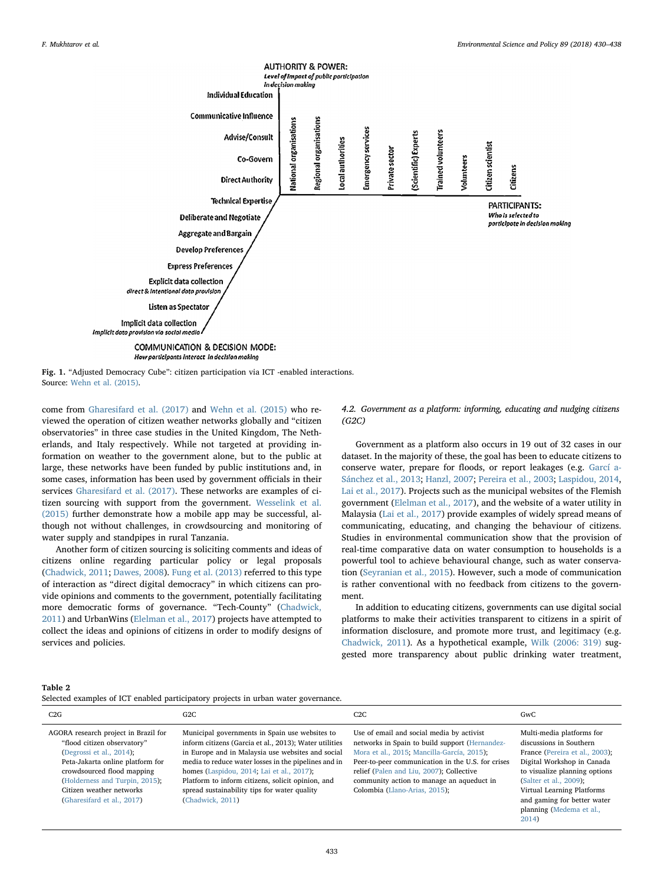**AUTHORITY & POWER:**
*Level of impact of public participation in decision making*

- Individual Education
- Communicative Influence
- Advise/Consult
- Co-Govern
- Direct Authority

**PARTICIPANTS:**
*Who is selected to participate in decision making*

National organisations, Regional organisations, Local authorities, Emergency services, Private sector, (Scientific) Experts, Trained volunteers, Volunteers, Citizen scientist, Citizens

**COMMUNICATION & DECISION MODE:**
*How participants interact in decision making*

- Technical Expertise
- Deliberate and Negotiate
- Aggregate and Bargain
- Develop Preferences
- Express Preferences
- Explicit data collection *direct & intentional data provision*
- Listen as Spectator
- Implicit data collection *implicit data provision via social media*

**Fig. 1.** "Adjusted Democracy Cube": citizen participation via ICT -enabled interactions.
Source: Wehn et al. (2015).

come from Gharesifard et al. (2017) and Wehn et al. (2015) who reviewed the operation of citizen weather networks globally and "citizen observatories" in three case studies in the United Kingdom, The Netherlands, and Italy respectively. While not targeted at providing information on weather to the government alone, but to the public at large, these networks have been funded by public institutions and, in some cases, information has been used by government officials in their services Gharesifard et al. (2017). These networks are examples of citizen sourcing with support from the government. Wesselink et al. (2015) further demonstrate how a mobile app may be successful, although not without challenges, in crowdsourcing and monitoring of water supply and standpipes in rural Tanzania.

Another form of citizen sourcing is soliciting comments and ideas of citizens online regarding particular policy or legal proposals (Chadwick, 2011; Dawes, 2008). Fung et al. (2013) referred to this type of interaction as "direct digital democracy" in which citizens can provide opinions and comments to the government, potentially facilitating more democratic forms of governance. "Tech-County" (Chadwick, 2011) and UrbanWins (Elelman et al., 2017) projects have attempted to collect the ideas and opinions of citizens in order to modify designs of services and policies.

### 4.2. Government as a platform: informing, educating and nudging citizens (G2C)

Government as a platform also occurs in 19 out of 32 cases in our dataset. In the majority of these, the goal has been to educate citizens to conserve water, prepare for floods, or report leakages (e.g. García-Sánchez et al., 2013; Hanzl, 2007; Pereira et al., 2003; Laspidou, 2014, Lai et al., 2017). Projects such as the municipal websites of the Flemish government (Elelman et al., 2017), and the website of a water utility in Malaysia (Lai et al., 2017) provide examples of widely spread means of communicating, educating, and changing the behaviour of citizens. Studies in environmental communication show that the provision of real-time comparative data on water consumption to households is a powerful tool to achieve behavioural change, such as water conservation (Seyranian et al., 2015). However, such a mode of communication is rather conventional with no feedback from citizens to the government.

In addition to educating citizens, governments can use digital social platforms to make their activities transparent to citizens in a spirit of information disclosure, and promote more trust, and legitimacy (e.g. Chadwick, 2011). As a hypothetical example, Wilk (2006: 319) suggested more transparency about public drinking water treatment,

**Table 2**
Selected examples of ICT enabled participatory projects in urban water governance.

| C2G | G2C | C2C | GwC |
|---|---|---|---|
| AGORA research project in Brazil for "flood citizen observatory" (Degrossi et al., 2014); Peta-Jakarta online platform for crowdsourced flood mapping (Holderness and Turpin, 2015); Citizen weather networks (Gharesifard et al., 2017) | Municipal governments in Spain use websites to inform citizens (Garcia et al., 2013); Water utilities in Europe and in Malaysia use websites and social media to reduce water losses in the pipelines and in homes (Laspidou, 2014; Lai et al., 2017); Platform to inform citizens, solicit opinion, and spread sustainability tips for water quality (Chadwick, 2011) | Use of email and social media by activist networks in Spain to build support (Hernandez-Mora et al., 2015; Mancilla-García, 2015); Peer-to-peer communication in the U.S. for crises relief (Palen and Liu, 2007); Collective community action to manage an aqueduct in Colombia (Llano-Arias, 2015); | Multi-media platforms for discussions in Southern France (Pereira et al., 2003); Digital Workshop in Canada to visualize planning options (Salter et al., 2009); Virtual Learning Platforms and gaming for better water planning (Medema et al., 2014) |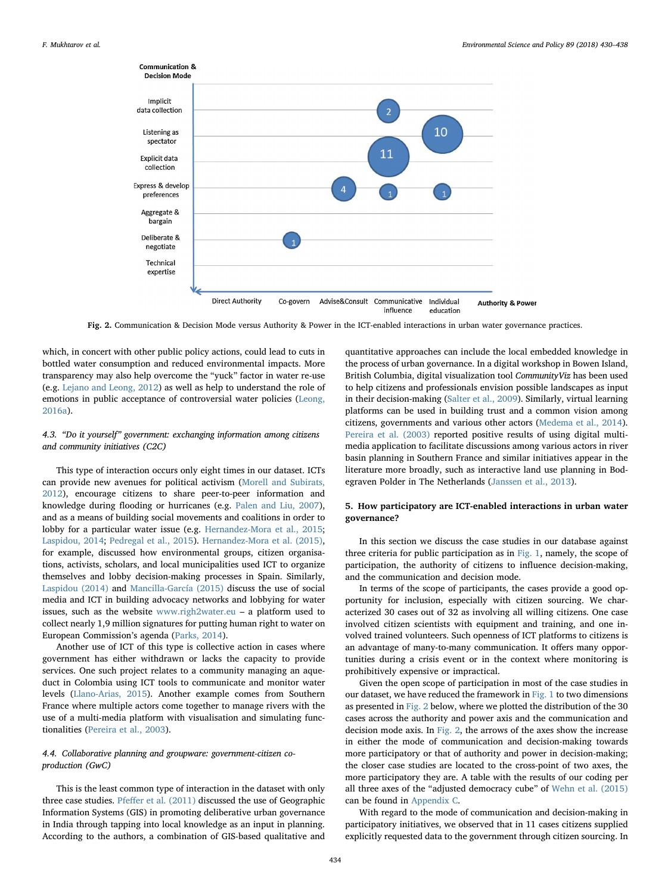Fig. 2. Communication & Decision Mode versus Authority & Power in the ICT-enabled interactions in urban water governance practices.

which, in concert with other public policy actions, could lead to cuts in bottled water consumption and reduced environmental impacts. More transparency may also help overcome the "yuck" factor in water re-use (e.g. Lejano and Leong, 2012) as well as help to understand the role of emotions in public acceptance of controversial water policies (Leong, 2016a).

### 4.3. *"Do it yourself" government: exchanging information among citizens and community initiatives (C2C)*

This type of interaction occurs only eight times in our dataset. ICTs can provide new avenues for political activism (Morell and Subirats, 2012), encourage citizens to share peer-to-peer information and knowledge during flooding or hurricanes (e.g. Palen and Liu, 2007), and as a means of building social movements and coalitions in order to lobby for a particular water issue (e.g. Hernandez-Mora et al., 2015; Laspidou, 2014; Pedregal et al., 2015). Hernandez-Mora et al. (2015), for example, discussed how environmental groups, citizen organisations, activists, scholars, and local municipalities used ICT to organize themselves and lobby decision-making processes in Spain. Similarly, Laspidou (2014) and Mancilla-García (2015) discuss the use of social media and ICT in building advocacy networks and lobbying for water issues, such as the website www.righ2water.eu – a platform used to collect nearly 1,9 million signatures for putting human right to water on European Commission's agenda (Parks, 2014).

Another use of ICT of this type is collective action in cases where government has either withdrawn or lacks the capacity to provide services. One such project relates to a community managing an aqueduct in Colombia using ICT tools to communicate and monitor water levels (Llano-Arias, 2015). Another example comes from Southern France where multiple actors come together to manage rivers with the use of a multi-media platform with visualisation and simulating functionalities (Pereira et al., 2003).

### 4.4. *Collaborative planning and groupware: government-citizen co-production (GwC)*

This is the least common type of interaction in the dataset with only three case studies. Pfeffer et al. (2011) discussed the use of Geographic Information Systems (GIS) in promoting deliberative urban governance in India through tapping into local knowledge as an input in planning. According to the authors, a combination of GIS-based qualitative and quantitative approaches can include the local embedded knowledge in the process of urban governance. In a digital workshop in Bowen Island, British Columbia, digital visualization tool *CommunityViz* has been used to help citizens and professionals envision possible landscapes as input in their decision-making (Salter et al., 2009). Similarly, virtual learning platforms can be used in building trust and a common vision among citizens, governments and various other actors (Medema et al., 2014). Pereira et al. (2003) reported positive results of using digital multi-media application to facilitate discussions among various actors in river basin planning in Southern France and similar initiatives appear in the literature more broadly, such as interactive land use planning in Bodegraven Polder in The Netherlands (Janssen et al., 2013).

## 5. How participatory are ICT-enabled interactions in urban water governance?

In this section we discuss the case studies in our database against three criteria for public participation as in Fig. 1, namely, the scope of participation, the authority of citizens to influence decision-making, and the communication and decision mode.

In terms of the scope of participants, the cases provide a good opportunity for inclusion, especially with citizen sourcing. We characterized 30 cases out of 32 as involving all willing citizens. One case involved citizen scientists with equipment and training, and one involved trained volunteers. Such openness of ICT platforms to citizens is an advantage of many-to-many communication. It offers many opportunities during a crisis event or in the context where monitoring is prohibitively expensive or impractical.

Given the open scope of participation in most of the case studies in our dataset, we have reduced the framework in Fig. 1 to two dimensions as presented in Fig. 2 below, where we plotted the distribution of the 30 cases across the authority and power axis and the communication and decision mode axis. In Fig. 2, the arrows of the axes show the increase in either the mode of communication and decision-making towards more participatory or that of authority and power in decision-making; the closer case studies are located to the cross-point of two axes, the more participatory they are. A table with the results of our coding per all three axes of the "adjusted democracy cube" of Wehn et al. (2015) can be found in Appendix C.

With regard to the mode of communication and decision-making in participatory initiatives, we observed that in 11 cases citizens supplied explicitly requested data to the government through citizen sourcing. In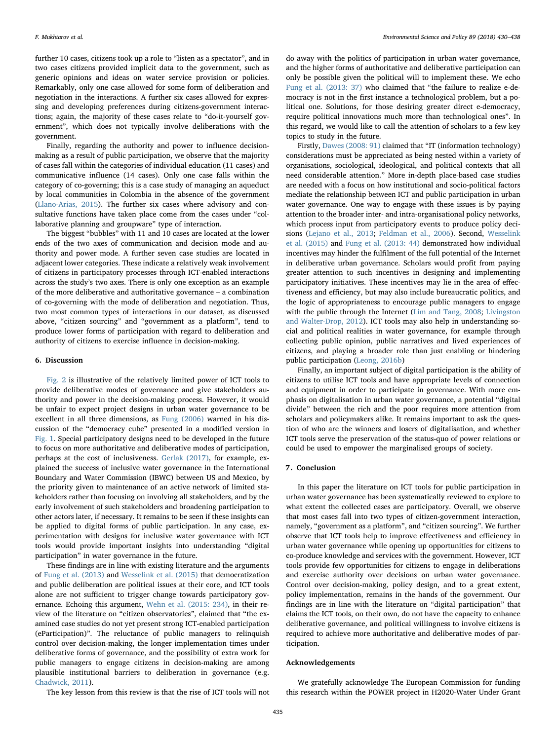further 10 cases, citizens took up a role to "listen as a spectator", and in two cases citizens provided implicit data to the government, such as generic opinions and ideas on water service provision or policies. Remarkably, only one case allowed for some form of deliberation and negotiation in the interactions. A further six cases allowed for expressing and developing preferences during citizens-government interactions; again, the majority of these cases relate to "do-it-yourself government", which does not typically involve deliberations with the government.

Finally, regarding the authority and power to influence decision-making as a result of public participation, we observe that the majority of cases fall within the categories of individual education (11 cases) and communicative influence (14 cases). Only one case falls within the category of co-governing; this is a case study of managing an aqueduct by local communities in Colombia in the absence of the government (Llano-Arias, 2015). The further six cases where advisory and consultative functions have taken place come from the cases under "collaborative planning and groupware" type of interaction.

The biggest "bubbles" with 11 and 10 cases are located at the lower ends of the two axes of communication and decision mode and authority and power mode. A further seven case studies are located in adjacent lower categories. These indicate a relatively weak involvement of citizens in participatory processes through ICT-enabled interactions across the study's two axes. There is only one exception as an example of the more deliberative and authoritative governance – a combination of co-governing with the mode of deliberation and negotiation. Thus, two most common types of interactions in our dataset, as discussed above, "citizen sourcing" and "government as a platform", tend to produce lower forms of participation with regard to deliberation and authority of citizens to exercise influence in decision-making.

## 6. Discussion

Fig. 2 is illustrative of the relatively limited power of ICT tools to provide deliberative modes of governance and give stakeholders authority and power in the decision-making process. However, it would be unfair to expect project designs in urban water governance to be excellent in all three dimensions, as Fung (2006) warned in his discussion of the "democracy cube" presented in a modified version in Fig. 1. Special participatory designs need to be developed in the future to focus on more authoritative and deliberative modes of participation, perhaps at the cost of inclusiveness. Gerlak (2017), for example, explained the success of inclusive water governance in the International Boundary and Water Commission (IBWC) between US and Mexico, by the priority given to maintenance of an active network of limited stakeholders rather than focusing on involving all stakeholders, and by the early involvement of such stakeholders and broadening participation to other actors later, if necessary. It remains to be seen if these insights can be applied to digital forms of public participation. In any case, experimentation with designs for inclusive water governance with ICT tools would provide important insights into understanding "digital participation" in water governance in the future.

These findings are in line with existing literature and the arguments of Fung et al. (2013) and Wesselink et al. (2015) that democratization and public deliberation are political issues at their core, and ICT tools alone are not sufficient to trigger change towards participatory governance. Echoing this argument, Wehn et al. (2015: 234), in their review of the literature on "citizen observatories", claimed that "the examined case studies do not yet present strong ICT-enabled participation (eParticipation)". The reluctance of public managers to relinquish control over decision-making, the longer implementation times under deliberative forms of governance, and the possibility of extra work for public managers to engage citizens in decision-making are among plausible institutional barriers to deliberation in governance (e.g. Chadwick, 2011).

The key lesson from this review is that the rise of ICT tools will not do away with the politics of participation in urban water governance, and the higher forms of authoritative and deliberative participation can only be possible given the political will to implement these. We echo Fung et al. (2013: 37) who claimed that "the failure to realize e-democracy is not in the first instance a technological problem, but a political one. Solutions, for those desiring greater direct e-democracy, require political innovations much more than technological ones". In this regard, we would like to call the attention of scholars to a few key topics to study in the future.

Firstly, Dawes (2008: 91) claimed that "IT (information technology) considerations must be appreciated as being nested within a variety of organisations, sociological, ideological, and political contexts that all need considerable attention." More in-depth place-based case studies are needed with a focus on how institutional and socio-political factors mediate the relationship between ICT and public participation in urban water governance. One way to engage with these issues is by paying attention to the broader inter- and intra-organisational policy networks, which process input from participatory events to produce policy decisions (Lejano et al., 2013; Feldman et al., 2006). Second, Wesselink et al. (2015) and Fung et al. (2013: 44) demonstrated how individual incentives may hinder the fulfilment of the full potential of the Internet in deliberative urban governance. Scholars would profit from paying greater attention to such incentives in designing and implementing participatory initiatives. These incentives may lie in the area of effectiveness and efficiency, but may also include bureaucratic politics, and the logic of appropriateness to encourage public managers to engage with the public through the Internet (Lim and Tang, 2008; Livingston and Walter-Drop, 2012). ICT tools may also help in understanding social and political realities in water governance, for example through collecting public opinion, public narratives and lived experiences of citizens, and playing a broader role than just enabling or hindering public participation (Leong, 2016b)

Finally, an important subject of digital participation is the ability of citizens to utilise ICT tools and have appropriate levels of connection and equipment in order to participate in governance. With more emphasis on digitalisation in urban water governance, a potential "digital divide" between the rich and the poor requires more attention from scholars and policymakers alike. It remains important to ask the question of who are the winners and losers of digitalisation, and whether ICT tools serve the preservation of the status-quo of power relations or could be used to empower the marginalised groups of society.

## 7. Conclusion

In this paper the literature on ICT tools for public participation in urban water governance has been systematically reviewed to explore to what extent the collected cases are participatory. Overall, we observe that most cases fall into two types of citizen-government interaction, namely, "government as a platform", and "citizen sourcing". We further observe that ICT tools help to improve effectiveness and efficiency in urban water governance while opening up opportunities for citizens to co-produce knowledge and services with the government. However, ICT tools provide few opportunities for citizens to engage in deliberations and exercise authority over decisions on urban water governance. Control over decision-making, policy design, and to a great extent, policy implementation, remains in the hands of the government. Our findings are in line with the literature on "digital participation" that claims the ICT tools, on their own, do not have the capacity to enhance deliberative governance, and political willingness to involve citizens is required to achieve more authoritative and deliberative modes of participation.

## Acknowledgements

We gratefully acknowledge The European Commission for funding this research within the POWER project in H2020-Water Under Grant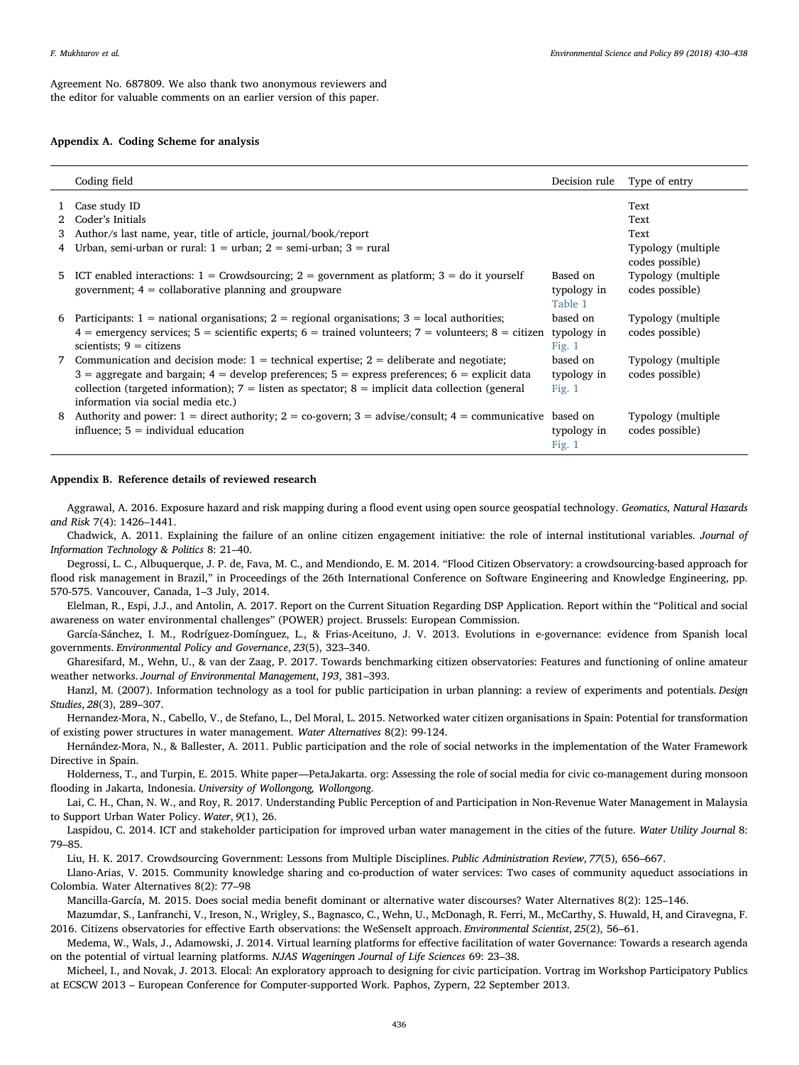Agreement No. 687809. We also thank two anonymous reviewers and the editor for valuable comments on an earlier version of this paper.

## Appendix A. Coding Scheme for analysis

| | Coding field | Decision rule | Type of entry |
|---|---|---|---|
| 1 | Case study ID | | Text |
| 2 | Coder's Initials | | Text |
| 3 | Author/s last name, year, title of article, journal/book/report | | Text |
| 4 | Urban, semi-urban or rural: 1 = urban; 2 = semi-urban; 3 = rural | | Typology (multiple codes possible) |
| 5 | ICT enabled interactions: 1 = Crowdsourcing; 2 = government as platform; 3 = do it yourself government; 4 = collaborative planning and groupware | Based on typology in Table 1 | Typology (multiple codes possible) |
| 6 | Participants: 1 = national organisations; 2 = regional organisations; 3 = local authorities; 4 = emergency services; 5 = scientific experts; 6 = trained volunteers; 7 = volunteers; 8 = citizen scientists; 9 = citizens | based on typology in Fig. 1 | Typology (multiple codes possible) |
| 7 | Communication and decision mode: 1 = technical expertise; 2 = deliberate and negotiate; 3 = aggregate and bargain; 4 = develop preferences; 5 = express preferences; 6 = explicit data collection (targeted information); 7 = listen as spectator; 8 = implicit data collection (general information via social media etc.) | based on typology in Fig. 1 | Typology (multiple codes possible) |
| 8 | Authority and power: 1 = direct authority; 2 = co-govern; 3 = advise/consult; 4 = communicative influence; 5 = individual education | based on typology in Fig. 1 | Typology (multiple codes possible) |

## Appendix B. Reference details of reviewed research

Aggrawal, A. 2016. Exposure hazard and risk mapping during a flood event using open source geospatial technology. *Geomatics, Natural Hazards and Risk* 7(4): 1426–1441.

Chadwick, A. 2011. Explaining the failure of an online citizen engagement initiative: the role of internal institutional variables. *Journal of Information Technology & Politics* 8: 21–40.

Degrossi, L. C., Albuquerque, J. P. de, Fava, M. C., and Mendiondo, E. M. 2014. "Flood Citizen Observatory: a crowdsourcing-based approach for flood risk management in Brazil," in Proceedings of the 26th International Conference on Software Engineering and Knowledge Engineering, pp. 570-575. Vancouver, Canada, 1–3 July, 2014.

Elelman, R., Espi, J.J., and Antolin, A. 2017. Report on the Current Situation Regarding DSP Application. Report within the "Political and social awareness on water environmental challenges" (POWER) project. Brussels: European Commission.

García-Sánchez, I. M., Rodríguez-Domínguez, L., & Frias-Aceituno, J. V. 2013. Evolutions in e-governance: evidence from Spanish local governments. *Environmental Policy and Governance*, *23*(5), 323–340.

Gharesifard, M., Wehn, U., & van der Zaag, P. 2017. Towards benchmarking citizen observatories: Features and functioning of online amateur weather networks. *Journal of Environmental Management*, *193*, 381–393.

Hanzl, M. (2007). Information technology as a tool for public participation in urban planning: a review of experiments and potentials. *Design Studies*, *28*(3), 289–307.

Hernandez-Mora, N., Cabello, V., de Stefano, L., Del Moral, L. 2015. Networked water citizen organisations in Spain: Potential for transformation of existing power structures in water management. *Water Alternatives* 8(2): 99-124.

Hernández-Mora, N., & Ballester, A. 2011. Public participation and the role of social networks in the implementation of the Water Framework Directive in Spain.

Holderness, T., and Turpin, E. 2015. White paper—PetaJakarta. org: Assessing the role of social media for civic co-management during monsoon flooding in Jakarta, Indonesia. *University of Wollongong, Wollongong.*

Lai, C. H., Chan, N. W., and Roy, R. 2017. Understanding Public Perception of and Participation in Non-Revenue Water Management in Malaysia to Support Urban Water Policy. *Water*, *9*(1), 26.

Laspidou, C. 2014. ICT and stakeholder participation for improved urban water management in the cities of the future. *Water Utility Journal* 8: 79–85.

Liu, H. K. 2017. Crowdsourcing Government: Lessons from Multiple Disciplines. *Public Administration Review*, *77*(5), 656–667.

Llano-Arias, V. 2015. Community knowledge sharing and co-production of water services: Two cases of community aqueduct associations in Colombia. Water Alternatives 8(2): 77–98

Mancilla-García, M. 2015. Does social media benefit dominant or alternative water discourses? Water Alternatives 8(2): 125–146.

Mazumdar, S., Lanfranchi, V., Ireson, N., Wrigley, S., Bagnasco, C., Wehn, U., McDonagh, R. Ferri, M., McCarthy, S. Huwald, H, and Ciravegna, F. 2016. Citizens observatories for effective Earth observations: the WeSenseIt approach. *Environmental Scientist*, *25*(2), 56–61.

Medema, W., Wals, J., Adamowski, J. 2014. Virtual learning platforms for effective facilitation of water Governance: Towards a research agenda on the potential of virtual learning platforms. *NJAS Wageningen Journal of Life Sciences* 69: 23–38.

Micheel, I., and Novak, J. 2013. Elocal: An exploratory approach to designing for civic participation. Vortrag im Workshop Participatory Publics at ECSCW 2013 – European Conference for Computer-supported Work. Paphos, Zypern, 22 September 2013.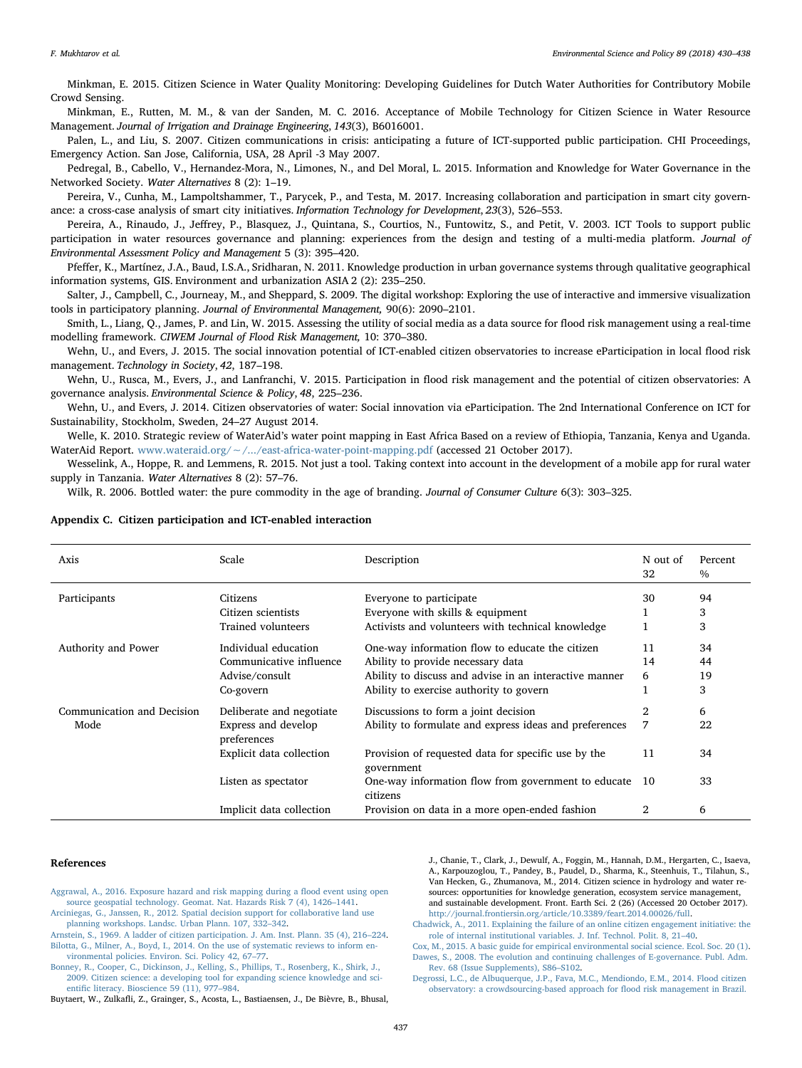Minkman, E. 2015. Citizen Science in Water Quality Monitoring: Developing Guidelines for Dutch Water Authorities for Contributory Mobile Crowd Sensing.

Minkman, E., Rutten, M. M., & van der Sanden, M. C. 2016. Acceptance of Mobile Technology for Citizen Science in Water Resource Management. *Journal of Irrigation and Drainage Engineering*, *143*(3), B6016001.

Palen, L., and Liu, S. 2007. Citizen communications in crisis: anticipating a future of ICT-supported public participation. CHI Proceedings, Emergency Action. San Jose, California, USA, 28 April -3 May 2007.

Pedregal, B., Cabello, V., Hernandez-Mora, N., Limones, N., and Del Moral, L. 2015. Information and Knowledge for Water Governance in the Networked Society. *Water Alternatives* 8 (2): 1–19.

Pereira, V., Cunha, M., Lampoltshammer, T., Parycek, P., and Testa, M. 2017. Increasing collaboration and participation in smart city governance: a cross-case analysis of smart city initiatives. *Information Technology for Development*, *23*(3), 526–553.

Pereira, A., Rinaudo, J., Jeffrey, P., Blasquez, J., Quintana, S., Courtios, N., Funtowitz, S., and Petit, V. 2003. ICT Tools to support public participation in water resources governance and planning: experiences from the design and testing of a multi-media platform. *Journal of Environmental Assessment Policy and Management* 5 (3): 395–420.

Pfeffer, K., Martínez, J.A., Baud, I.S.A., Sridharan, N. 2011. Knowledge production in urban governance systems through qualitative geographical information systems, GIS. Environment and urbanization ASIA 2 (2): 235–250.

Salter, J., Campbell, C., Journeay, M., and Sheppard, S. 2009. The digital workshop: Exploring the use of interactive and immersive visualization tools in participatory planning. *Journal of Environmental Management,* 90(6): 2090–2101.

Smith, L., Liang, Q., James, P. and Lin, W. 2015. Assessing the utility of social media as a data source for flood risk management using a real-time modelling framework. *CIWEM Journal of Flood Risk Management,* 10: 370–380.

Wehn, U., and Evers, J. 2015. The social innovation potential of ICT-enabled citizen observatories to increase eParticipation in local flood risk management. *Technology in Society*, *42*, 187–198.

Wehn, U., Rusca, M., Evers, J., and Lanfranchi, V. 2015. Participation in flood risk management and the potential of citizen observatories: A governance analysis. *Environmental Science & Policy*, *48*, 225–236.

Wehn, U., and Evers, J. 2014. Citizen observatories of water: Social innovation via eParticipation. The 2nd International Conference on ICT for Sustainability, Stockholm, Sweden, 24–27 August 2014.

Welle, K. 2010. Strategic review of WaterAid's water point mapping in East Africa Based on a review of Ethiopia, Tanzania, Kenya and Uganda. WaterAid Report. www.wateraid.org/~/.../east-africa-water-point-mapping.pdf (accessed 21 October 2017).

Wesselink, A., Hoppe, R. and Lemmens, R. 2015. Not just a tool. Taking context into account in the development of a mobile app for rural water supply in Tanzania. *Water Alternatives* 8 (2): 57–76.

Wilk, R. 2006. Bottled water: the pure commodity in the age of branding. *Journal of Consumer Culture* 6(3): 303–325.

## Appendix C. Citizen participation and ICT-enabled interaction

| Axis | Scale | Description | N out of 32 | Percent % |
|---|---|---|---|---|
| Participants | Citizens | Everyone to participate | 30 | 94 |
| | Citizen scientists | Everyone with skills & equipment | 1 | 3 |
| | Trained volunteers | Activists and volunteers with technical knowledge | 1 | 3 |
| Authority and Power | Individual education | One-way information flow to educate the citizen | 11 | 34 |
| | Communicative influence | Ability to provide necessary data | 14 | 44 |
| | Advise/consult | Ability to discuss and advise in an interactive manner | 6 | 19 |
| | Co-govern | Ability to exercise authority to govern | 1 | 3 |
| Communication and Decision Mode | Deliberate and negotiate | Discussions to form a joint decision | 2 | 6 |
| | Express and develop preferences | Ability to formulate and express ideas and preferences | 7 | 22 |
| | Explicit data collection | Provision of requested data for specific use by the government | 11 | 34 |
| | Listen as spectator | One-way information flow from government to educate citizens | 10 | 33 |
| | Implicit data collection | Provision on data in a more open-ended fashion | 2 | 6 |

## References

Aggrawal, A., 2016. Exposure hazard and risk mapping during a flood event using open source geospatial technology. Geomat. Nat. Hazards Risk 7 (4), 1426–1441.

Arciniegas, G., Janssen, R., 2012. Spatial decision support for collaborative land use planning workshops. Landsc. Urban Plann. 107, 332–342.

Arnstein, S., 1969. A ladder of citizen participation. J. Am. Inst. Plann. 35 (4), 216–224.

Bilotta, G., Milner, A., Boyd, I., 2014. On the use of systematic reviews to inform environmental policies. Environ. Sci. Policy 42, 67–77.

Bonney, R., Cooper, C., Dickinson, J., Kelling, S., Phillips, T., Rosenberg, K., Shirk, J., 2009. Citizen science: a developing tool for expanding science knowledge and scientific literacy. Bioscience 59 (11), 977–984.

Buytaert, W., Zulkafli, Z., Grainger, S., Acosta, L., Bastiaensen, J., De Bièvre, B., Bhusal, J., Chanie, T., Clark, J., Dewulf, A., Foggin, M., Hannah, D.M., Hergarten, C., Isaeva, A., Karpouzoglou, T., Pandey, B., Paudel, D., Sharma, K., Steenhuis, T., Tilahun, S., Van Hecken, G., Zhumanova, M., 2014. Citizen science in hydrology and water resources: opportunities for knowledge generation, ecosystem service management, and sustainable development. Front. Earth Sci. 2 (26) (Accessed 20 October 2017). http://journal.frontiersin.org/article/10.3389/feart.2014.00026/full.

Chadwick, A., 2011. Explaining the failure of an online citizen engagement initiative: the role of internal institutional variables. J. Inf. Technol. Polit. 8, 21–40.

Cox, M., 2015. A basic guide for empirical environmental social science. Ecol. Soc. 20 (1).

Dawes, S., 2008. The evolution and continuing challenges of E-governance. Publ. Adm. Rev. 68 (Issue Supplements), S86–S102.

Degrossi, L.C., de Albuquerque, J.P., Fava, M.C., Mendiondo, E.M., 2014. Flood citizen observatory: a crowdsourcing-based approach for flood risk management in Brazil.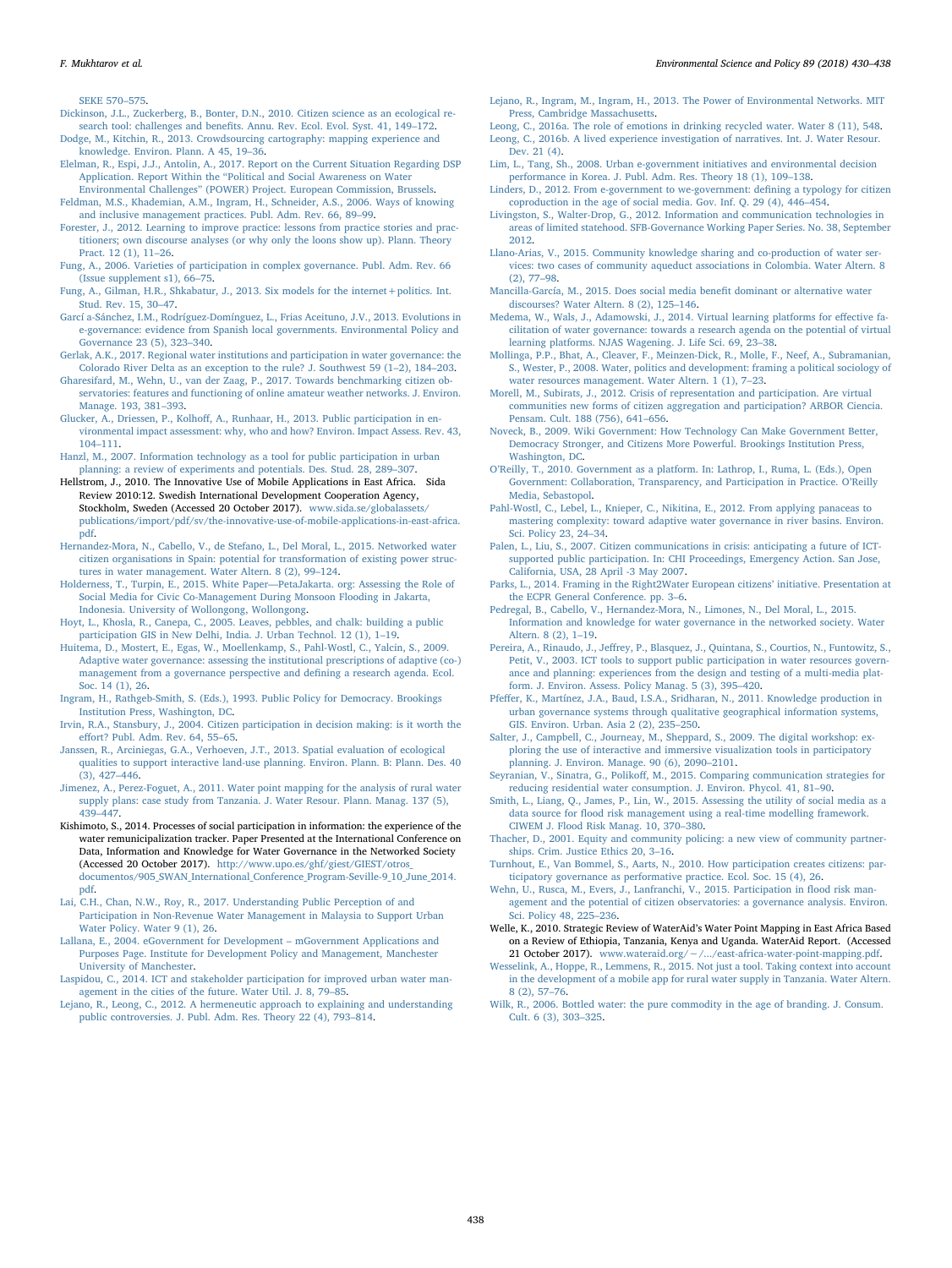SEKE 570–575.

Dickinson, J.L., Zuckerberg, B., Bonter, D.N., 2010. Citizen science as an ecological research tool: challenges and benefits. Annu. Rev. Ecol. Evol. Syst. 41, 149–172.

Dodge, M., Kitchin, R., 2013. Crowdsourcing cartography: mapping experience and knowledge. Environ. Plann. A 45, 19–36.

Elelman, R., Espi, J.J., Antolin, A., 2017. Report on the Current Situation Regarding DSP Application. Report Within the "Political and Social Awareness on Water Environmental Challenges" (POWER) Project. European Commission, Brussels.

Feldman, M.S., Khademian, A.M., Ingram, H., Schneider, A.S., 2006. Ways of knowing and inclusive management practices. Publ. Adm. Rev. 66, 89–99.

Forester, J., 2012. Learning to improve practice: lessons from practice stories and practitioners; own discourse analyses (or why only the loons show up). Plann. Theory Pract. 12 (1), 11–26.

Fung, A., 2006. Varieties of participation in complex governance. Publ. Adm. Rev. 66 (Issue supplement s1), 66–75.

Fung, A., Gilman, H.R., Shkabatur, J., 2013. Six models for the internet + politics. Int. Stud. Rev. 15, 30–47.

Garcí a-Sánchez, I.M., Rodríguez-Domínguez, L., Frias Aceituno, J.V., 2013. Evolutions in e-governance: evidence from Spanish local governments. Environmental Policy and Governance 23 (5), 323–340.

Gerlak, A.K., 2017. Regional water institutions and participation in water governance: the Colorado River Delta as an exception to the rule? J. Southwest 59 (1–2), 184–203.

Gharesifard, M., Wehn, U., van der Zaag, P., 2017. Towards benchmarking citizen observatories: features and functioning of online amateur weather networks. J. Environ. Manage. 193, 381–393.

Glucker, A., Driessen, P., Kolhoff, A., Runhaar, H., 2013. Public participation in environmental impact assessment: why, who and how? Environ. Impact Assess. Rev. 43, 104–111.

Hanzl, M., 2007. Information technology as a tool for public participation in urban planning: a review of experiments and potentials. Des. Stud. 28, 289–307.

Hellstrom, J., 2010. The Innovative Use of Mobile Applications in East Africa. Sida Review 2010:12. Swedish International Development Cooperation Agency, Stockholm, Sweden (Accessed 20 October 2017). www.sida.se/globalassets/publications/import/pdf/sv/the-innovative-use-of-mobile-applications-in-east-africa.pdf.

Hernandez-Mora, N., Cabello, V., de Stefano, L., Del Moral, L., 2015. Networked water citizen organisations in Spain: potential for transformation of existing power structures in water management. Water Altern. 8 (2), 99–124.

Holderness, T., Turpin, E., 2015. White Paper—PetaJakarta. org: Assessing the Role of Social Media for Civic Co-Management During Monsoon Flooding in Jakarta, Indonesia. University of Wollongong, Wollongong.

Hoyt, L., Khosla, R., Canepa, C., 2005. Leaves, pebbles, and chalk: building a public participation GIS in New Delhi, India. J. Urban Technol. 12 (1), 1–19.

Huitema, D., Mostert, E., Egas, W., Moellenkamp, S., Pahl-Wostl, C., Yalcin, S., 2009. Adaptive water governance: assessing the institutional prescriptions of adaptive (co-) management from a governance perspective and defining a research agenda. Ecol. Soc. 14 (1), 26.

Ingram, H., Rathgeb-Smith, S. (Eds.), 1993. Public Policy for Democracy. Brookings Institution Press, Washington, DC.

Irvin, R.A., Stansbury, J., 2004. Citizen participation in decision making: is it worth the effort? Publ. Adm. Rev. 64, 55–65.

Janssen, R., Arciniegas, G.A., Verhoeven, J.T., 2013. Spatial evaluation of ecological qualities to support interactive land-use planning. Environ. Plann. B: Plann. Des. 40 (3), 427–446.

Jimenez, A., Perez-Foguet, A., 2011. Water point mapping for the analysis of rural water supply plans: case study from Tanzania. J. Water Resour. Plann. Manag. 137 (5), 439–447.

Kishimoto, S., 2014. Processes of social participation in information: the experience of the water remunicipalization tracker. Paper Presented at the International Conference on Data, Information and Knowledge for Water Governance in the Networked Society (Accessed 20 October 2017). http://www.upo.es/ghf/giest/GIEST/otros_documentos/905_SWAN_International_Conference_Program-Seville-9_10_June_2014.pdf.

Lai, C.H., Chan, N.W., Roy, R., 2017. Understanding Public Perception of and Participation in Non-Revenue Water Management in Malaysia to Support Urban Water Policy. Water 9 (1), 26.

Lallana, E., 2004. eGovernment for Development – mGovernment Applications and Purposes Page. Institute for Development Policy and Management, Manchester University of Manchester.

Laspidou, C., 2014. ICT and stakeholder participation for improved urban water management in the cities of the future. Water Util. J. 8, 79–85.

Lejano, R., Leong, C., 2012. A hermeneutic approach to explaining and understanding public controversies. J. Publ. Adm. Res. Theory 22 (4), 793–814.

Lejano, R., Ingram, M., Ingram, H., 2013. The Power of Environmental Networks. MIT Press, Cambridge Massachusetts.

Leong, C., 2016a. The role of emotions in drinking recycled water. Water 8 (11), 548.

Leong, C., 2016b. A lived experience investigation of narratives. Int. J. Water Resour. Dev. 21 (4).

Lim, L., Tang, Sh., 2008. Urban e-government initiatives and environmental decision performance in Korea. J. Publ. Adm. Res. Theory 18 (1), 109–138.

Linders, D., 2012. From e-government to we-government: defining a typology for citizen coproduction in the age of social media. Gov. Inf. Q. 29 (4), 446–454.

Livingston, S., Walter-Drop, G., 2012. Information and communication technologies in areas of limited statehood. SFB-Governance Working Paper Series. No. 38, September 2012.

Llano-Arias, V., 2015. Community knowledge sharing and co-production of water services: two cases of community aqueduct associations in Colombia. Water Altern. 8 (2), 77–98.

Mancilla-García, M., 2015. Does social media benefit dominant or alternative water discourses? Water Altern. 8 (2), 125–146.

Medema, W., Wals, J., Adamowski, J., 2014. Virtual learning platforms for effective facilitation of water governance: towards a research agenda on the potential of virtual learning platforms. NJAS Wagening. J. Life Sci. 69, 23–38.

Mollinga, P.P., Bhat, A., Cleaver, F., Meinzen-Dick, R., Molle, F., Neef, A., Subramanian, S., Wester, P., 2008. Water, politics and development: framing a political sociology of water resources management. Water Altern. 1 (1), 7–23.

Morell, M., Subirats, J., 2012. Crisis of representation and participation. Are virtual communities new forms of citizen aggregation and participation? ARBOR Ciencia. Pensam. Cult. 188 (756), 641–656.

Noveck, B., 2009. Wiki Government: How Technology Can Make Government Better, Democracy Stronger, and Citizens More Powerful. Brookings Institution Press, Washington, DC.

O'Reilly, T., 2010. Government as a platform. In: Lathrop, I., Ruma, L. (Eds.), Open Government: Collaboration, Transparency, and Participation in Practice. O'Reilly Media, Sebastopol.

Pahl-Wostl, C., Lebel, L., Knieper, C., Nikitina, E., 2012. From applying panaceas to mastering complexity: toward adaptive water governance in river basins. Environ. Sci. Policy 23, 24–34.

Palen, L., Liu, S., 2007. Citizen communications in crisis: anticipating a future of ICT-supported public participation. In: CHI Proceedings, Emergency Action. San Jose, California, USA, 28 April -3 May 2007.

Parks, L., 2014. Framing in the Right2Water European citizens' initiative. Presentation at the ECPR General Conference. pp. 3–6.

Pedregal, B., Cabello, V., Hernandez-Mora, N., Limones, N., Del Moral, L., 2015. Information and knowledge for water governance in the networked society. Water Altern. 8 (2), 1–19.

Pereira, A., Rinaudo, J., Jeffrey, P., Blasquez, J., Quintana, S., Courtios, N., Funtowitz, S., Petit, V., 2003. ICT tools to support public participation in water resources governance and planning: experiences from the design and testing of a multi-media platform. J. Environ. Assess. Policy Manag. 5 (3), 395–420.

Pfeffer, K., Martínez, J.A., Baud, I.S.A., Sridharan, N., 2011. Knowledge production in urban governance systems through qualitative geographical information systems, GIS. Environ. Urban. Asia 2 (2), 235–250.

Salter, J., Campbell, C., Journeay, M., Sheppard, S., 2009. The digital workshop: exploring the use of interactive and immersive visualization tools in participatory planning. J. Environ. Manage. 90 (6), 2090–2101.

Seyranian, V., Sinatra, G., Polikoff, M., 2015. Comparing communication strategies for reducing residential water consumption. J. Environ. Phycol. 41, 81–90.

Smith, L., Liang, Q., James, P., Lin, W., 2015. Assessing the utility of social media as a data source for flood risk management using a real-time modelling framework. CIWEM J. Flood Risk Manag. 10, 370–380.

Thacher, D., 2001. Equity and community policing: a new view of community partnerships. Crim. Justice Ethics 20, 3–16.

Turnhout, E., Van Bommel, S., Aarts, N., 2010. How participation creates citizens: participatory governance as performative practice. Ecol. Soc. 15 (4), 26.

Wehn, U., Rusca, M., Evers, J., Lanfranchi, V., 2015. Participation in flood risk management and the potential of citizen observatories: a governance analysis. Environ. Sci. Policy 48, 225–236.

Welle, K., 2010. Strategic Review of WaterAid's Water Point Mapping in East Africa Based on a Review of Ethiopia, Tanzania, Kenya and Uganda. WaterAid Report. (Accessed 21 October 2017). www.wateraid.org/~/.../east-africa-water-point-mapping.pdf.

Wesselink, A., Hoppe, R., Lemmens, R., 2015. Not just a tool. Taking context into account in the development of a mobile app for rural water supply in Tanzania. Water Altern. 8 (2), 57–76.

Wilk, R., 2006. Bottled water: the pure commodity in the age of branding. J. Consum. Cult. 6 (3), 303–325.